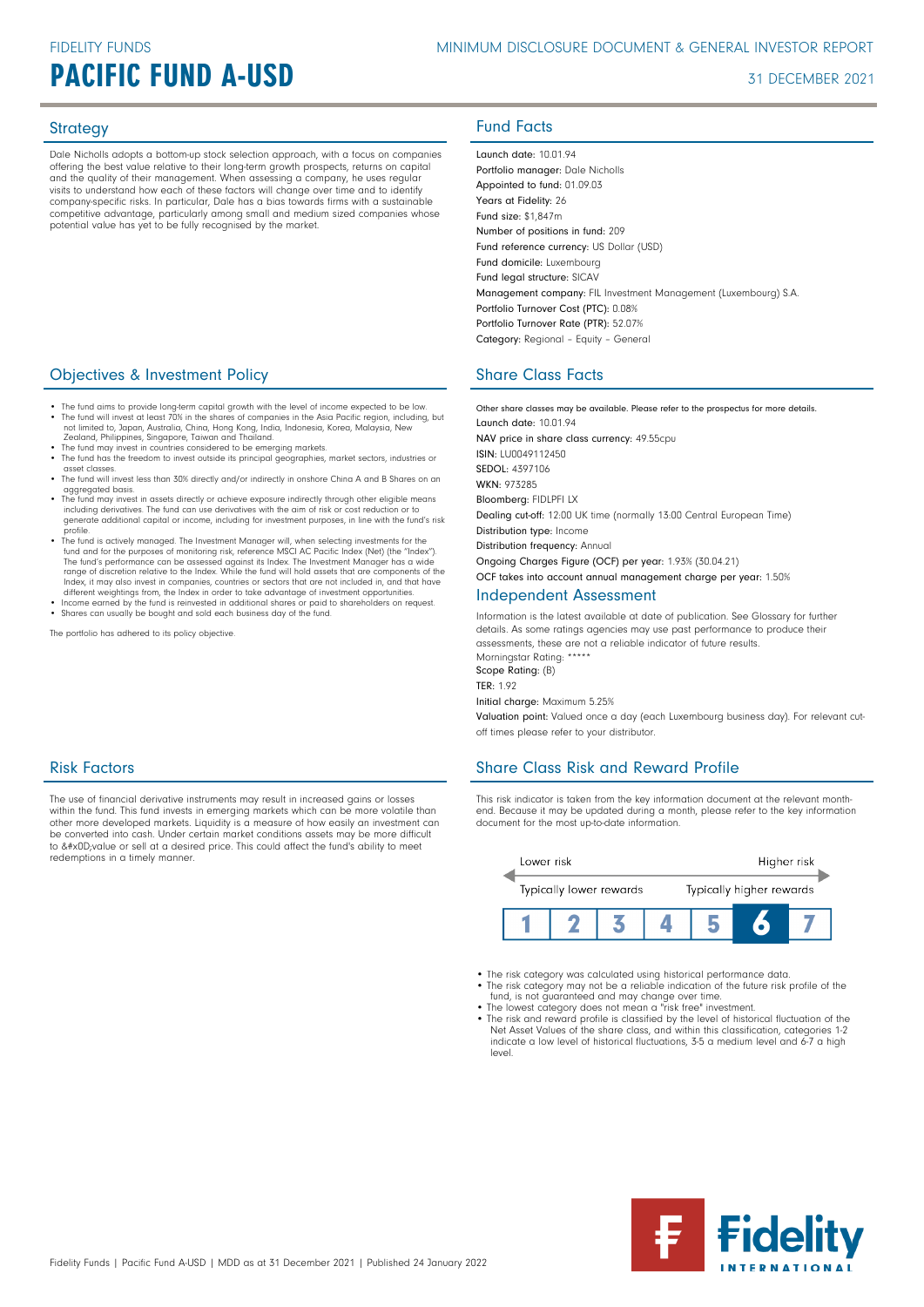FIDELITY FUNDS

# PACIFIC FUND A-USD

MINIMUM DISCLOSURE DOCUMENT & GENERAL INVESTOR REPORT

31 DECEMBER 2021

## Strategy

Dale Nicholls adopts a bottom-up stock selection approach, with a focus on companies offering the best value relative to their long-term growth prospects, returns on capital and the quality of their management. When assessing a company, he uses regular visits to understand how each of these factors will change over time and to identify company-specific risks. In particular, Dale has a bias towards firms with a sustainable competitive advantage, particularly among small and medium sized companies whose potential value has yet to be fully recognised by the market.

## Objectives & Investment Policy

- The fund aims to provide long-term capital growth with the level of income expected to be low.
- The fund will invest at least 70% in the shares of companies in the Asia Pacific region, including, but not limited to, Japan, Australia, China, Hong Kong, India, Indonesia, Korea, Malaysia, New Zealand, Philippines, Singapore, Taiwan and Thailand.
- The fund may invest in countries considered to be emerging markets.
- The fund has the freedom to invest outside its principal geographies, market sectors, industries or asset classes.
- The fund will invest less than 30% directly and/or indirectly in onshore China A and B Shares on an aggregated basis.
- The fund may invest in assets directly or achieve exposure indirectly through other eligible means including derivatives. The fund can use derivatives with the aim of risk or cost reduction or to generate additional capital or income, including for investment purposes, in line with the fund's risk profile.
- The fund is actively managed. The Investment Manager will, when selecting investments for the fund and for the purposes of monitoring risk, reference MSCI AC Pacific Index (Net) (the "Index"). The fund's performance can be assessed against its Index. The Investment Manager has a wide range of discretion relative to the Index. While the fund will hold assets that are components of the Index, it may also invest in companies, countries or sectors that are not included in, and that have different weightings from, the Index in order to take advantage of investment opportunities.
- Income earned by the fund is reinvested in additional shares or paid to shareholders on request.
- Shares can usually be bought and sold each business day of the fund.

The portfolio has adhered to its policy objective.

## Risk Factors

The use of financial derivative instruments may result in increased gains or losses within the fund. This fund invests in emerging markets which can be more volatile than other more developed markets. Liquidity is a measure of how easily an investment can be converted into cash. Under certain market conditions assets may be more difficult to &#x0D;value or sell at a desired price. This could affect the fund's ability to meet redemptions in a timely manner.

## Fund Facts

Launch date: 10.01.94
Portfolio manager: Dale Nicholls
Appointed to fund: 01.09.03
Years at Fidelity: 26
Fund size: $1,847m
Number of positions in fund: 209
Fund reference currency: US Dollar (USD)
Fund domicile: Luxembourg
Fund legal structure: SICAV
Management company: FIL Investment Management (Luxembourg) S.A.
Portfolio Turnover Cost (PTC): 0.08%
Portfolio Turnover Rate (PTR): 52.07%
Category: Regional - Equity - General

## Share Class Facts

Other share classes may be available. Please refer to the prospectus for more details.
Launch date: 10.01.94
NAV price in share class currency: 49.55cpu
ISIN: LU0049112450
SEDOL: 4397106
WKN: 973285
Bloomberg: FIDLPFI LX
Dealing cut-off: 12:00 UK time (normally 13:00 Central European Time)
Distribution type: Income
Distribution frequency: Annual
Ongoing Charges Figure (OCF) per year: 1.93% (30.04.21)
OCF takes into account annual management charge per year: 1.50%

## Independent Assessment

Information is the latest available at date of publication. See Glossary for further details. As some ratings agencies may use past performance to produce their assessments, these are not a reliable indicator of future results.
Morningstar Rating: *****
Scope Rating: (B)
TER: 1.92
Initial charge: Maximum 5.25%
Valuation point: Valued once a day (each Luxembourg business day). For relevant cut-off times please refer to your distributor.

## Share Class Risk and Reward Profile

This risk indicator is taken from the key information document at the relevant month-end. Because it may be updated during a month, please refer to the key information document for the most up-to-date information.

| Lower risk | | | | | | Higher risk |
|---|---|---|---|---|---|---|
| Typically lower rewards | | | | | | Typically higher rewards |
| 1 | 2 | 3 | 4 | 5 | **6** | 7 |

- The risk category was calculated using historical performance data.
- The risk category may not be a reliable indication of the future risk profile of the fund, is not guaranteed and may change over time.
- The lowest category does not mean a "risk free" investment.
- The risk and reward profile is classified by the level of historical fluctuation of the Net Asset Values of the share class, and within this classification, categories 1-2 indicate a low level of historical fluctuations, 3-5 a medium level and 6-7 a high level.

Fidelity Funds | Pacific Fund A-USD | MDD as at 31 December 2021 | Published 24 January 2022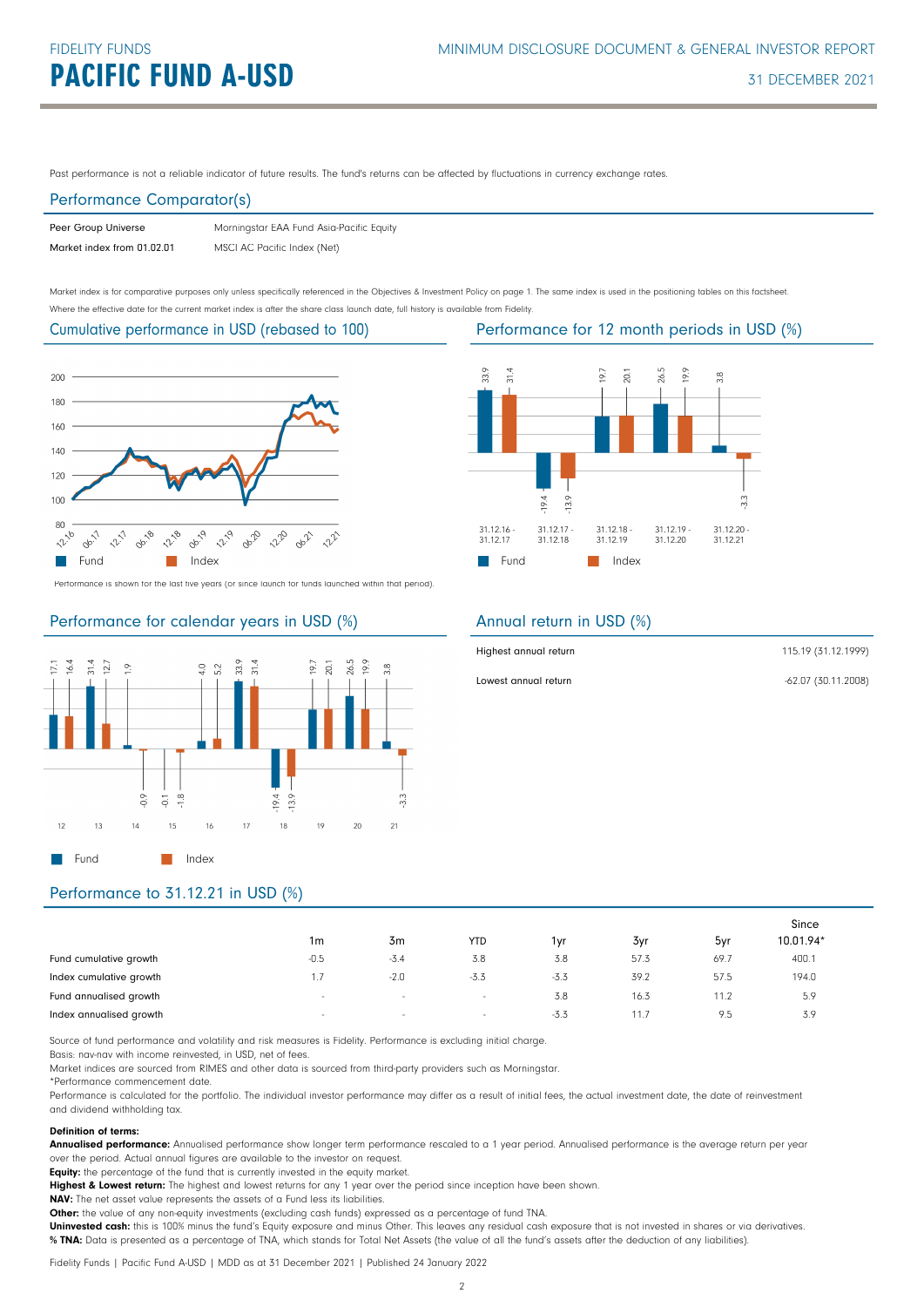FIDELITY FUNDS

# PACIFIC FUND A-USD

MINIMUM DISCLOSURE DOCUMENT & GENERAL INVESTOR REPORT

31 DECEMBER 2021

Past performance is not a reliable indicator of future results. The fund's returns can be affected by fluctuations in currency exchange rates.

## Performance Comparator(s)

| | |
|---|---|
| Peer Group Universe | Morningstar EAA Fund Asia-Pacific Equity |
| Market index from 01.02.01 | MSCI AC Pacific Index (Net) |

Market index is for comparative purposes only unless specifically referenced in the Objectives & Investment Policy on page 1. The same index is used in the positioning tables on this factsheet.
Where the effective date for the current market index is after the share class launch date, full history is available from Fidelity.

## Cumulative performance in USD (rebased to 100)

Performance is shown for the last five years (or since launch for funds launched within that period).

## Performance for 12 month periods in USD (%)

| | 31.12.16 - 31.12.17 | 31.12.17 - 31.12.18 | 31.12.18 - 31.12.19 | 31.12.19 - 31.12.20 | 31.12.20 - 31.12.21 |
|---|---|---|---|---|---|
| Fund | 33.9 | -19.4 | 19.7 | 26.5 | 3.8 |
| Index | 31.4 | -13.9 | 20.1 | 19.9 | -3.3 |

## Performance for calendar years in USD (%)

| | 12 | 13 | 14 | 15 | 16 | 17 | 18 | 19 | 20 | 21 |
|---|---|---|---|---|---|---|---|---|---|---|
| Fund | 17.1 | 31.4 | 1.9 | -0.1 | 4.0 | 33.9 | -19.4 | 19.7 | 26.5 | 3.8 |
| Index | 16.4 | 12.7 | -0.9 | -1.8 | 5.2 | 31.4 | -13.9 | 20.1 | 19.9 | -3.3 |

## Annual return in USD (%)

| | |
|---|---|
| Highest annual return | 115.19 (31.12.1999) |
| Lowest annual return | -62.07 (30.11.2008) |

## Performance to 31.12.21 in USD (%)

| | 1m | 3m | YTD | 1yr | 3yr | 5yr | Since 10.01.94* |
|---|---|---|---|---|---|---|---|
| Fund cumulative growth | -0.5 | -3.4 | 3.8 | 3.8 | 57.3 | 69.7 | 400.1 |
| Index cumulative growth | 1.7 | -2.0 | -3.3 | -3.3 | 39.2 | 57.5 | 194.0 |
| Fund annualised growth | - | - | - | 3.8 | 16.3 | 11.2 | 5.9 |
| Index annualised growth | - | - | - | -3.3 | 11.7 | 9.5 | 3.9 |

Source of fund performance and volatility and risk measures is Fidelity. Performance is excluding initial charge.
Basis: nav-nav with income reinvested, in USD, net of fees.
Market indices are sourced from RIMES and other data is sourced from third-party providers such as Morningstar.
*Performance commencement date.
Performance is calculated for the portfolio. The individual investor performance may differ as a result of initial fees, the actual investment date, the date of reinvestment and dividend withholding tax.

**Definition of terms:**
**Annualised performance:** Annualised performance show longer term performance rescaled to a 1 year period. Annualised performance is the average return per year over the period. Actual annual figures are available to the investor on request.
**Equity:** the percentage of the fund that is currently invested in the equity market.
**Highest & Lowest return:** The highest and lowest returns for any 1 year over the period since inception have been shown.
**NAV:** The net asset value represents the assets of a Fund less its liabilities.
**Other:** the value of any non-equity investments (excluding cash funds) expressed as a percentage of fund TNA.
**Uninvested cash:** this is 100% minus the fund's Equity exposure and minus Other. This leaves any residual cash exposure that is not invested in shares or via derivatives.
**% TNA:** Data is presented as a percentage of TNA, which stands for Total Net Assets (the value of all the fund's assets after the deduction of any liabilities).

Fidelity Funds | Pacific Fund A-USD | MDD as at 31 December 2021 | Published 24 January 2022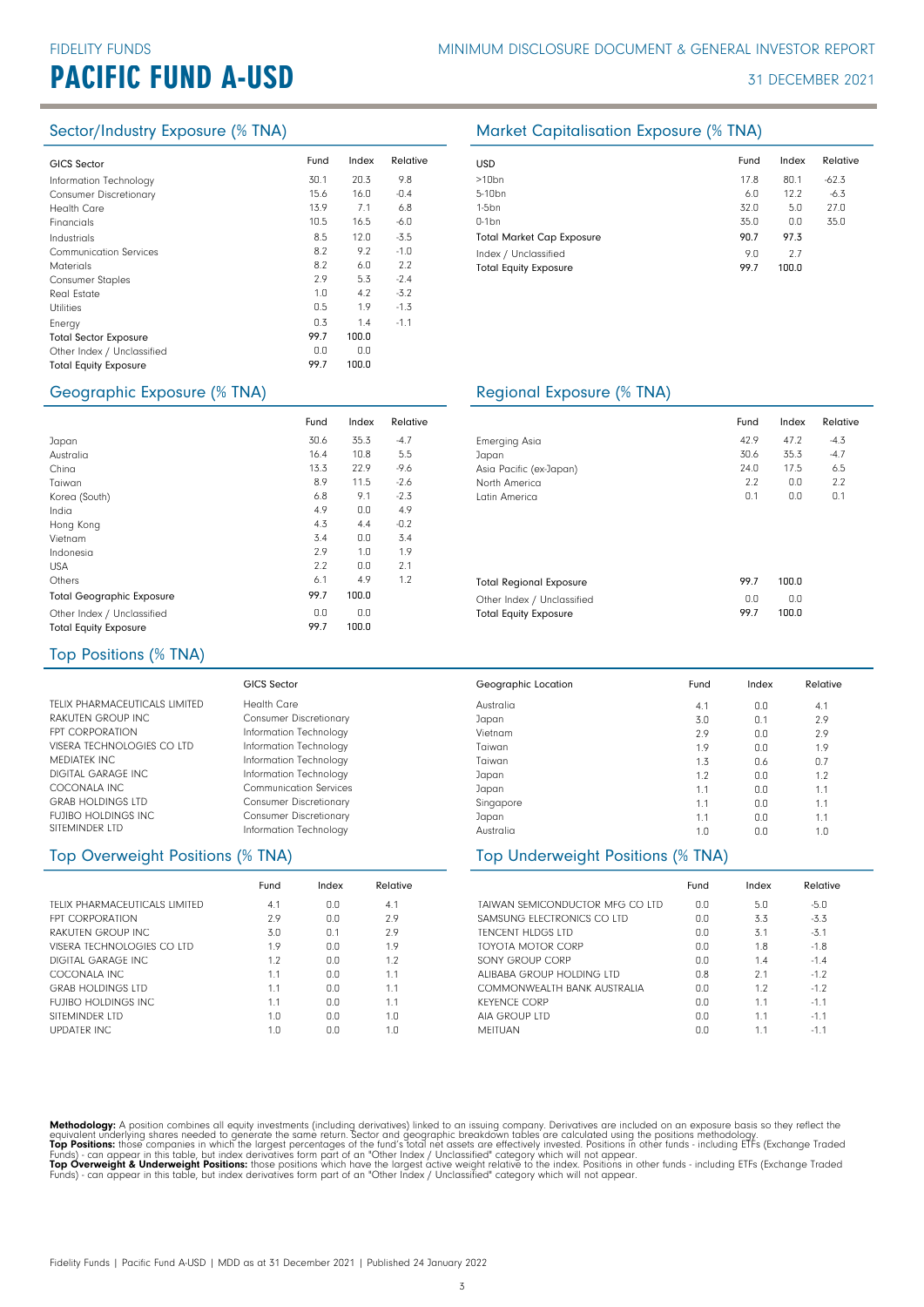# FIDELITY FUNDS

# PACIFIC FUND A-USD

MINIMUM DISCLOSURE DOCUMENT & GENERAL INVESTOR REPORT

31 DECEMBER 2021

## Sector/Industry Exposure (% TNA)

| GICS Sector | Fund | Index | Relative |
|---|---|---|---|
| Information Technology | 30.1 | 20.3 | 9.8 |
| Consumer Discretionary | 15.6 | 16.0 | -0.4 |
| Health Care | 13.9 | 7.1 | 6.8 |
| Financials | 10.5 | 16.5 | -6.0 |
| Industrials | 8.5 | 12.0 | -3.5 |
| Communication Services | 8.2 | 9.2 | -1.0 |
| Materials | 8.2 | 6.0 | 2.2 |
| Consumer Staples | 2.9 | 5.3 | -2.4 |
| Real Estate | 1.0 | 4.2 | -3.2 |
| Utilities | 0.5 | 1.9 | -1.3 |
| Energy | 0.3 | 1.4 | -1.1 |
| **Total Sector Exposure** | **99.7** | **100.0** | |
| Other Index / Unclassified | 0.0 | 0.0 | |
| **Total Equity Exposure** | **99.7** | **100.0** | |

## Market Capitalisation Exposure (% TNA)

| USD | Fund | Index | Relative |
|---|---|---|---|
| >10bn | 17.8 | 80.1 | -62.3 |
| 5-10bn | 6.0 | 12.2 | -6.3 |
| 1-5bn | 32.0 | 5.0 | 27.0 |
| 0-1bn | 35.0 | 0.0 | 35.0 |
| **Total Market Cap Exposure** | **90.7** | **97.3** | |
| Index / Unclassified | 9.0 | 2.7 | |
| **Total Equity Exposure** | **99.7** | **100.0** | |

## Geographic Exposure (% TNA)

| | Fund | Index | Relative |
|---|---|---|---|
| Japan | 30.6 | 35.3 | -4.7 |
| Australia | 16.4 | 10.8 | 5.5 |
| China | 13.3 | 22.9 | -9.6 |
| Taiwan | 8.9 | 11.5 | -2.6 |
| Korea (South) | 6.8 | 9.1 | -2.3 |
| India | 4.9 | 0.0 | 4.9 |
| Hong Kong | 4.3 | 4.4 | -0.2 |
| Vietnam | 3.4 | 0.0 | 3.4 |
| Indonesia | 2.9 | 1.0 | 1.9 |
| USA | 2.2 | 0.0 | 2.1 |
| Others | 6.1 | 4.9 | 1.2 |
| **Total Geographic Exposure** | **99.7** | **100.0** | |
| Other Index / Unclassified | 0.0 | 0.0 | |
| **Total Equity Exposure** | **99.7** | **100.0** | |

## Regional Exposure (% TNA)

| | Fund | Index | Relative |
|---|---|---|---|
| Emerging Asia | 42.9 | 47.2 | -4.3 |
| Japan | 30.6 | 35.3 | -4.7 |
| Asia Pacific (ex-Japan) | 24.0 | 17.5 | 6.5 |
| North America | 2.2 | 0.0 | 2.2 |
| Latin America | 0.1 | 0.0 | 0.1 |
| **Total Regional Exposure** | **99.7** | **100.0** | |
| Other Index / Unclassified | 0.0 | 0.0 | |
| **Total Equity Exposure** | **99.7** | **100.0** | |

## Top Positions (% TNA)

| | GICS Sector | Geographic Location | Fund | Index | Relative |
|---|---|---|---|---|---|
| TELIX PHARMACEUTICALS LIMITED | Health Care | Australia | 4.1 | 0.0 | 4.1 |
| RAKUTEN GROUP INC | Consumer Discretionary | Japan | 3.0 | 0.1 | 2.9 |
| FPT CORPORATION | Information Technology | Vietnam | 2.9 | 0.0 | 2.9 |
| VISERA TECHNOLOGIES CO LTD | Information Technology | Taiwan | 1.9 | 0.0 | 1.9 |
| MEDIATEK INC | Information Technology | Taiwan | 1.3 | 0.6 | 0.7 |
| DIGITAL GARAGE INC | Information Technology | Japan | 1.2 | 0.0 | 1.2 |
| COCONALA INC | Communication Services | Japan | 1.1 | 0.0 | 1.1 |
| GRAB HOLDINGS LTD | Consumer Discretionary | Singapore | 1.1 | 0.0 | 1.1 |
| FUJIBO HOLDINGS INC | Consumer Discretionary | Japan | 1.1 | 0.0 | 1.1 |
| SITEMINDER LTD | Information Technology | Australia | 1.0 | 0.0 | 1.0 |

## Top Overweight Positions (% TNA)

| | Fund | Index | Relative |
|---|---|---|---|
| TELIX PHARMACEUTICALS LIMITED | 4.1 | 0.0 | 4.1 |
| FPT CORPORATION | 2.9 | 0.0 | 2.9 |
| RAKUTEN GROUP INC | 3.0 | 0.1 | 2.9 |
| VISERA TECHNOLOGIES CO LTD | 1.9 | 0.0 | 1.9 |
| DIGITAL GARAGE INC | 1.2 | 0.0 | 1.2 |
| COCONALA INC | 1.1 | 0.0 | 1.1 |
| GRAB HOLDINGS LTD | 1.1 | 0.0 | 1.1 |
| FUJIBO HOLDINGS INC | 1.1 | 0.0 | 1.1 |
| SITEMINDER LTD | 1.0 | 0.0 | 1.0 |
| UPDATER INC | 1.0 | 0.0 | 1.0 |

## Top Underweight Positions (% TNA)

| | Fund | Index | Relative |
|---|---|---|---|
| TAIWAN SEMICONDUCTOR MFG CO LTD | 0.0 | 5.0 | -5.0 |
| SAMSUNG ELECTRONICS CO LTD | 0.0 | 3.3 | -3.3 |
| TENCENT HLDGS LTD | 0.0 | 3.1 | -3.1 |
| TOYOTA MOTOR CORP | 0.0 | 1.8 | -1.8 |
| SONY GROUP CORP | 0.0 | 1.4 | -1.4 |
| ALIBABA GROUP HOLDING LTD | 0.8 | 2.1 | -1.2 |
| COMMONWEALTH BANK AUSTRALIA | 0.0 | 1.2 | -1.2 |
| KEYENCE CORP | 0.0 | 1.1 | -1.1 |
| AIA GROUP LTD | 0.0 | 1.1 | -1.1 |
| MEITUAN | 0.0 | 1.1 | -1.1 |

**Methodology:** A position combines all equity investments (including derivatives) linked to an issuing company. Derivatives are included on an exposure basis so they reflect the equivalent underlying shares needed to generate the same return. Sector and geographic breakdown tables are calculated using the positions methodology.
**Top Positions:** those companies in which the largest percentages of the fund's total net assets are effectively invested. Positions in other funds - including ETFs (Exchange Traded Funds) - can appear in this table, but index derivatives form part of an "Other Index / Unclassified" category which will not appear.
**Top Overweight & Underweight Positions:** those positions which have the largest active weight relative to the index. Positions in other funds - including ETFs (Exchange Traded Funds) - can appear in this table, but index derivatives form part of an "Other Index / Unclassified" category which will not appear.

Fidelity Funds | Pacific Fund A-USD | MDD as at 31 December 2021 | Published 24 January 2022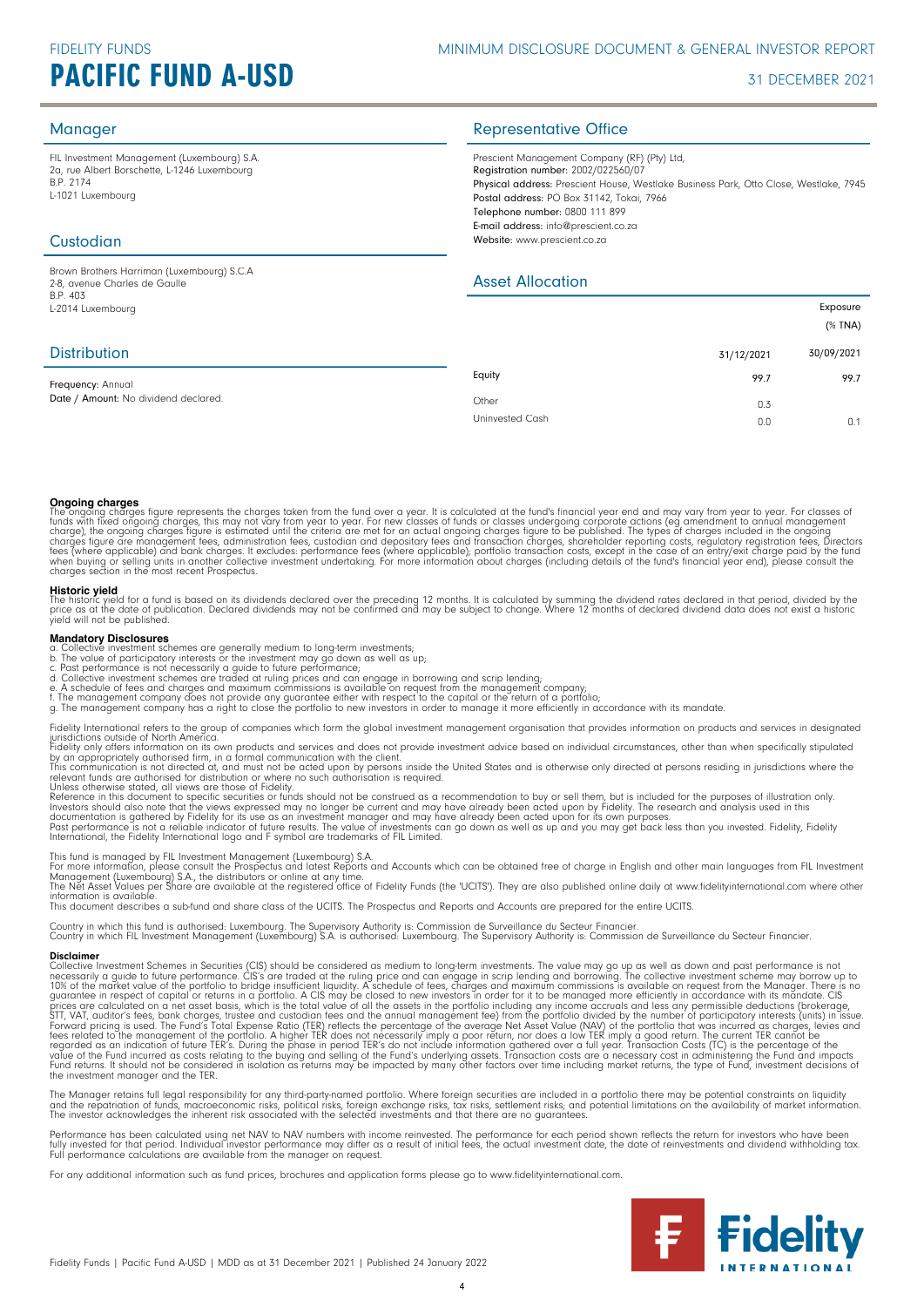# FIDELITY FUNDS
# PACIFIC FUND A-USD

MINIMUM DISCLOSURE DOCUMENT & GENERAL INVESTOR REPORT

31 DECEMBER 2021

## Manager

FIL Investment Management (Luxembourg) S.A.
2a, rue Albert Borschette, L-1246 Luxembourg
B.P. 2174
L-1021 Luxembourg

## Custodian

Brown Brothers Harriman (Luxembourg) S.C.A
2-8, avenue Charles de Gaulle
B.P. 403
L-2014 Luxembourg

## Distribution

**Frequency:** Annual
**Date / Amount:** No dividend declared.

## Representative Office

Prescient Management Company (RF) (Pty) Ltd,
**Registration number:** 2002/022560/07
**Physical address:** Prescient House, Westlake Business Park, Otto Close, Westlake, 7945
**Postal address:** PO Box 31142, Tokai, 7966
**Telephone number:** 0800 111 899
**E-mail address:** info@prescient.co.za
**Website:** www.prescient.co.za

## Asset Allocation

| | Exposure (% TNA) 31/12/2021 | Exposure (% TNA) 30/09/2021 |
|---|---|---|
| Equity | 99.7 | 99.7 |
| Other | 0.3 | |
| Uninvested Cash | 0.0 | 0.1 |

**Ongoing charges**
The ongoing charges figure represents the charges taken from the fund over a year. It is calculated at the fund's financial year end and may vary from year to year. For classes of funds with fixed ongoing charges, this may not vary from year to year. For new classes of funds or classes undergoing corporate actions (eg amendment to annual management charge), the ongoing charges figure is estimated until the criteria are met for an actual ongoing charges figure to be published. The types of charges included in the ongoing charges figure are management fees, administration fees, custodian and depositary fees and transaction charges, shareholder reporting costs, regulatory registration fees, Directors fees (where applicable) and bank charges. It excludes: performance fees (where applicable); portfolio transaction costs, except in the case of an entry/exit charge paid by the fund when buying or selling units in another collective investment undertaking. For more information about charges (including details of the fund's financial year end), please consult the charges section in the most recent Prospectus.

**Historic yield**
The historic yield for a fund is based on its dividends declared over the preceding 12 months. It is calculated by summing the dividend rates declared in that period, divided by the price as at the date of publication. Declared dividends may not be confirmed and may be subject to change. Where 12 months of declared dividend data does not exist a historic yield will not be published.

**Mandatory Disclosures**
a. Collective investment schemes are generally medium to long-term investments;
b. The value of participatory interests or the investment may go down as well as up;
c. Past performance is not necessarily a guide to future performance;
d. Collective investment schemes are traded at ruling prices and can engage in borrowing and scrip lending;
e. A schedule of fees and charges and maximum commissions is available on request from the management company;
f. The management company does not provide any guarantee either with respect to the capital or the return of a portfolio;
g. The management company has a right to close the portfolio to new investors in order to manage it more efficiently in accordance with its mandate.

Fidelity International refers to the group of companies which form the global investment management organisation that provides information on products and services in designated jurisdictions outside of North America.
Fidelity only offers information on its own products and services and does not provide investment advice based on individual circumstances, other than when specifically stipulated by an appropriately authorised firm, in a formal communication with the client.
This communication is not directed at, and must not be acted upon by persons inside the United States and is otherwise only directed at persons residing in jurisdictions where the relevant funds are authorised for distribution or where no such authorisation is required.
Unless otherwise stated, all views are those of Fidelity.
Reference in this document to specific securities or funds should not be construed as a recommendation to buy or sell them, but is included for the purposes of illustration only.
Investors should also note that the views expressed may no longer be current and may have already been acted upon by Fidelity. The research and analysis used in this documentation is gathered by Fidelity for its use as an investment manager and may have already been acted upon for its own purposes.
Past performance is not a reliable indicator of future results. The value of investments can go down as well as up and you may get back less than you invested. Fidelity, Fidelity International, the Fidelity International logo and F symbol are trademarks of FIL Limited.

This fund is managed by FIL Investment Management (Luxembourg) S.A.
For more information, please consult the Prospectus and latest Reports and Accounts which can be obtained free of charge in English and other main languages from FIL Investment Management (Luxembourg) S.A., the distributors or online at any time.
The Net Asset Values per Share are available at the registered office of Fidelity Funds (the 'UCITS'). They are also published online daily at www.fidelityinternational.com where other information is available.
This document describes a sub-fund and share class of the UCITS. The Prospectus and Reports and Accounts are prepared for the entire UCITS.

Country in which this fund is authorised: Luxembourg. The Supervisory Authority is: Commission de Surveillance du Secteur Financier.
Country in which FIL Investment Management (Luxembourg) S.A. is authorised: Luxembourg. The Supervisory Authority is: Commission de Surveillance du Secteur Financier.

**Disclaimer**
Collective Investment Schemes in Securities (CIS) should be considered as medium to long-term investments. The value may go up as well as down and past performance is not necessarily a guide to future performance. CIS's are traded at the ruling price and can engage in scrip lending and borrowing. The collective investment scheme may borrow up to 10% of the market value of the portfolio to bridge insufficient liquidity. A schedule of fees, charges and maximum commissions is available on request from the Manager. There is no guarantee in respect of capital or returns in a portfolio. A CIS may be closed to new investors in order for it to be managed more efficiently in accordance with its mandate. CIS prices are calculated on a net asset basis, which is the total value of all the assets in the portfolio including any income accruals and less any permissible deductions (brokerage, STT, VAT, auditor's fees, bank charges, trustee and custodian fees and the annual management fee) from the portfolio divided by the number of participatory interests (units) in issue. Forward pricing is used. The Fund's Total Expense Ratio (TER) reflects the percentage of the average Net Asset Value (NAV) of the portfolio that was incurred as charges, levies and fees related to the management of the portfolio. A higher TER does not necessarily imply a poor return, nor does a low TER imply a good return. The current TER cannot be regarded as an indication of future TER's. During the phase in period TER's do not include information gathered over a full year. Transaction Costs (TC) is the percentage of the value of the Fund incurred as costs relating to the buying and selling of the Fund's underlying assets. Transaction costs are a necessary cost in administering the Fund and impacts Fund returns. It should not be considered in isolation as returns may be impacted by many other factors over time including market returns, the type of Fund, investment decisions of the investment manager and the TER.

The Manager retains full legal responsibility for any third-party-named portfolio. Where foreign securities are included in a portfolio there may be potential constraints on liquidity and the repatriation of funds, macroeconomic risks, political risks, foreign exchange risks, tax risks, settlement risks; and potential limitations on the availability of market information. The investor acknowledges the inherent risk associated with the selected investments and that there are no guarantees.

Performance has been calculated using net NAV to NAV numbers with income reinvested. The performance for each period shown reflects the return for investors who have been fully invested for that period. Individual investor performance may differ as a result of initial fees, the actual investment date, the date of reinvestments and dividend withholding tax. Full performance calculations are available from the manager on request.

For any additional information such as fund prices, brochures and application forms please go to www.fidelityinternational.com.

Fidelity Funds | Pacific Fund A-USD | MDD as at 31 December 2021 | Published 24 January 2022